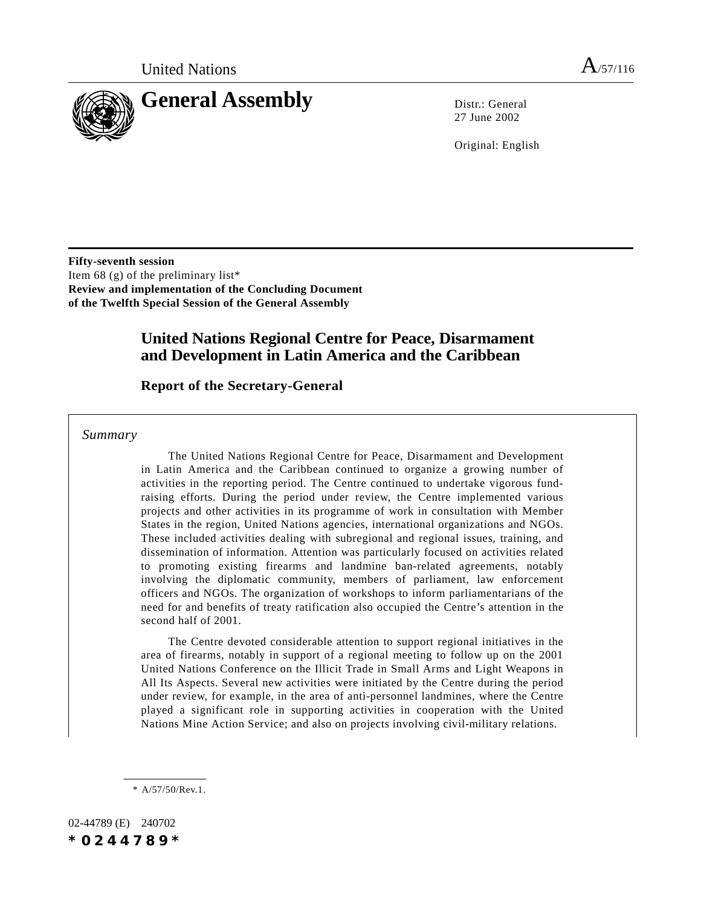United Nations

A/57/116

# General Assembly

Distr.: General
27 June 2002

Original: English

**Fifty-seventh session**
Item 68 (g) of the preliminary list*
**Review and implementation of the Concluding Document of the Twelfth Special Session of the General Assembly**

## United Nations Regional Centre for Peace, Disarmament and Development in Latin America and the Caribbean

### Report of the Secretary-General

*Summary*

The United Nations Regional Centre for Peace, Disarmament and Development in Latin America and the Caribbean continued to organize a growing number of activities in the reporting period. The Centre continued to undertake vigorous fund-raising efforts. During the period under review, the Centre implemented various projects and other activities in its programme of work in consultation with Member States in the region, United Nations agencies, international organizations and NGOs. These included activities dealing with subregional and regional issues, training, and dissemination of information. Attention was particularly focused on activities related to promoting existing firearms and landmine ban-related agreements, notably involving the diplomatic community, members of parliament, law enforcement officers and NGOs. The organization of workshops to inform parliamentarians of the need for and benefits of treaty ratification also occupied the Centre's attention in the second half of 2001.

The Centre devoted considerable attention to support regional initiatives in the area of firearms, notably in support of a regional meeting to follow up on the 2001 United Nations Conference on the Illicit Trade in Small Arms and Light Weapons in All Its Aspects. Several new activities were initiated by the Centre during the period under review, for example, in the area of anti-personnel landmines, where the Centre played a significant role in supporting activities in cooperation with the United Nations Mine Action Service; and also on projects involving civil-military relations.

\* A/57/50/Rev.1.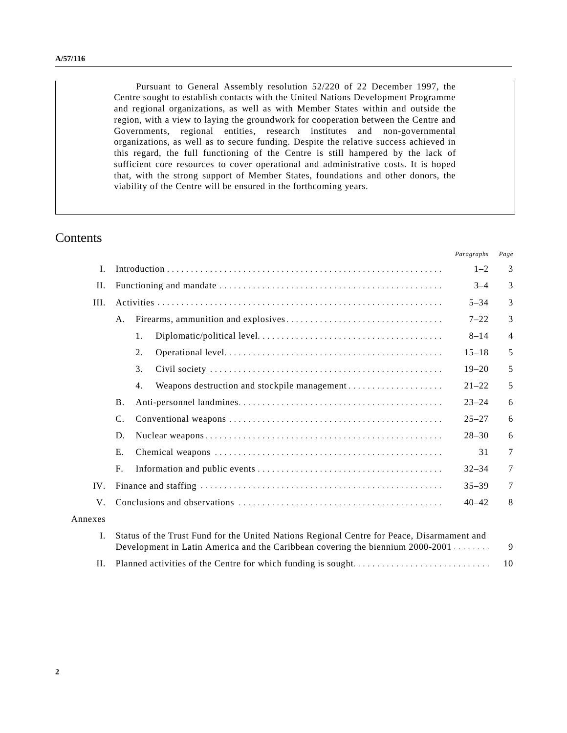Pursuant to General Assembly resolution 52/220 of 22 December 1997, the Centre sought to establish contacts with the United Nations Development Programme and regional organizations, as well as with Member States within and outside the region, with a view to laying the groundwork for cooperation between the Centre and Governments, regional entities, research institutes and non-governmental organizations, as well as to secure funding. Despite the relative success achieved in this regard, the full functioning of the Centre is still hampered by the lack of sufficient core resources to cover operational and administrative costs. It is hoped that, with the strong support of Member States, foundations and other donors, the viability of the Centre will be ensured in the forthcoming years.

# Contents

| | | | | *Paragraphs* | *Page* |
|---|---|---|---|---|---|
| I. | Introduction | | | 1–2 | 3 |
| II. | Functioning and mandate | | | 3–4 | 3 |
| III. | Activities | | | 5–34 | 3 |
| | A. | Firearms, ammunition and explosives | | 7–22 | 3 |
| | | 1. | Diplomatic/political level | 8–14 | 4 |
| | | 2. | Operational level | 15–18 | 5 |
| | | 3. | Civil society | 19–20 | 5 |
| | | 4. | Weapons destruction and stockpile management | 21–22 | 5 |
| | B. | Anti-personnel landmines | | 23–24 | 6 |
| | C. | Conventional weapons | | 25–27 | 6 |
| | D. | Nuclear weapons | | 28–30 | 6 |
| | E. | Chemical weapons | | 31 | 7 |
| | F. | Information and public events | | 32–34 | 7 |
| IV. | Finance and staffing | | | 35–39 | 7 |
| V. | Conclusions and observations | | | 40–42 | 8 |
| Annexes | | | | | |
| I. | Status of the Trust Fund for the United Nations Regional Centre for Peace, Disarmament and Development in Latin America and the Caribbean covering the biennium 2000-2001 | | | | 9 |
| II. | Planned activities of the Centre for which funding is sought | | | | 10 |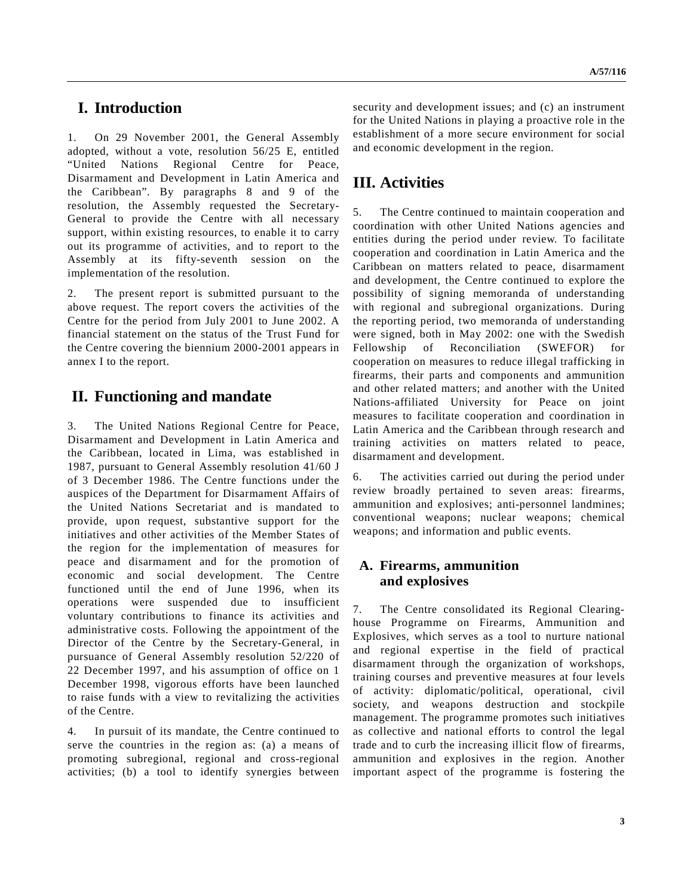# I. Introduction

1. On 29 November 2001, the General Assembly adopted, without a vote, resolution 56/25 E, entitled “United Nations Regional Centre for Peace, Disarmament and Development in Latin America and the Caribbean”. By paragraphs 8 and 9 of the resolution, the Assembly requested the Secretary-General to provide the Centre with all necessary support, within existing resources, to enable it to carry out its programme of activities, and to report to the Assembly at its fifty-seventh session on the implementation of the resolution.

2. The present report is submitted pursuant to the above request. The report covers the activities of the Centre for the period from July 2001 to June 2002. A financial statement on the status of the Trust Fund for the Centre covering the biennium 2000-2001 appears in annex I to the report.

# II. Functioning and mandate

3. The United Nations Regional Centre for Peace, Disarmament and Development in Latin America and the Caribbean, located in Lima, was established in 1987, pursuant to General Assembly resolution 41/60 J of 3 December 1986. The Centre functions under the auspices of the Department for Disarmament Affairs of the United Nations Secretariat and is mandated to provide, upon request, substantive support for the initiatives and other activities of the Member States of the region for the implementation of measures for peace and disarmament and for the promotion of economic and social development. The Centre functioned until the end of June 1996, when its operations were suspended due to insufficient voluntary contributions to finance its activities and administrative costs. Following the appointment of the Director of the Centre by the Secretary-General, in pursuance of General Assembly resolution 52/220 of 22 December 1997, and his assumption of office on 1 December 1998, vigorous efforts have been launched to raise funds with a view to revitalizing the activities of the Centre.

4. In pursuit of its mandate, the Centre continued to serve the countries in the region as: (a) a means of promoting subregional, regional and cross-regional activities; (b) a tool to identify synergies between security and development issues; and (c) an instrument for the United Nations in playing a proactive role in the establishment of a more secure environment for social and economic development in the region.

# III. Activities

5. The Centre continued to maintain cooperation and coordination with other United Nations agencies and entities during the period under review. To facilitate cooperation and coordination in Latin America and the Caribbean on matters related to peace, disarmament and development, the Centre continued to explore the possibility of signing memoranda of understanding with regional and subregional organizations. During the reporting period, two memoranda of understanding were signed, both in May 2002: one with the Swedish Fellowship of Reconciliation (SWEFOR) for cooperation on measures to reduce illegal trafficking in firearms, their parts and components and ammunition and other related matters; and another with the United Nations-affiliated University for Peace on joint measures to facilitate cooperation and coordination in Latin America and the Caribbean through research and training activities on matters related to peace, disarmament and development.

6. The activities carried out during the period under review broadly pertained to seven areas: firearms, ammunition and explosives; anti-personnel landmines; conventional weapons; nuclear weapons; chemical weapons; and information and public events.

## A. Firearms, ammunition and explosives

7. The Centre consolidated its Regional Clearing-house Programme on Firearms, Ammunition and Explosives, which serves as a tool to nurture national and regional expertise in the field of practical disarmament through the organization of workshops, training courses and preventive measures at four levels of activity: diplomatic/political, operational, civil society, and weapons destruction and stockpile management. The programme promotes such initiatives as collective and national efforts to control the legal trade and to curb the increasing illicit flow of firearms, ammunition and explosives in the region. Another important aspect of the programme is fostering the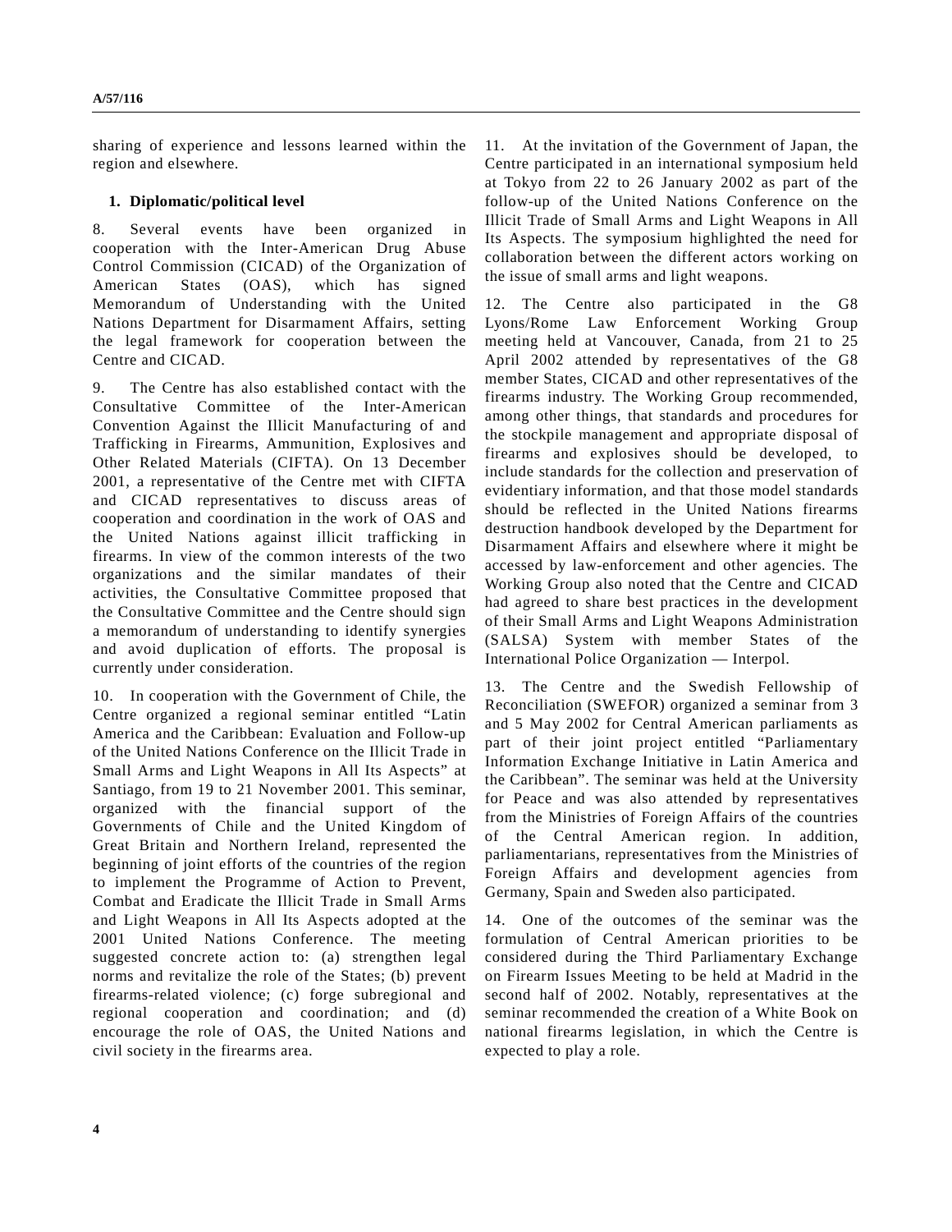sharing of experience and lessons learned within the region and elsewhere.

### 1. Diplomatic/political level

8. Several events have been organized in cooperation with the Inter-American Drug Abuse Control Commission (CICAD) of the Organization of American States (OAS), which has signed Memorandum of Understanding with the United Nations Department for Disarmament Affairs, setting the legal framework for cooperation between the Centre and CICAD.

9. The Centre has also established contact with the Consultative Committee of the Inter-American Convention Against the Illicit Manufacturing of and Trafficking in Firearms, Ammunition, Explosives and Other Related Materials (CIFTA). On 13 December 2001, a representative of the Centre met with CIFTA and CICAD representatives to discuss areas of cooperation and coordination in the work of OAS and the United Nations against illicit trafficking in firearms. In view of the common interests of the two organizations and the similar mandates of their activities, the Consultative Committee proposed that the Consultative Committee and the Centre should sign a memorandum of understanding to identify synergies and avoid duplication of efforts. The proposal is currently under consideration.

10. In cooperation with the Government of Chile, the Centre organized a regional seminar entitled "Latin America and the Caribbean: Evaluation and Follow-up of the United Nations Conference on the Illicit Trade in Small Arms and Light Weapons in All Its Aspects" at Santiago, from 19 to 21 November 2001. This seminar, organized with the financial support of the Governments of Chile and the United Kingdom of Great Britain and Northern Ireland, represented the beginning of joint efforts of the countries of the region to implement the Programme of Action to Prevent, Combat and Eradicate the Illicit Trade in Small Arms and Light Weapons in All Its Aspects adopted at the 2001 United Nations Conference. The meeting suggested concrete action to: (a) strengthen legal norms and revitalize the role of the States; (b) prevent firearms-related violence; (c) forge subregional and regional cooperation and coordination; and (d) encourage the role of OAS, the United Nations and civil society in the firearms area.

11. At the invitation of the Government of Japan, the Centre participated in an international symposium held at Tokyo from 22 to 26 January 2002 as part of the follow-up of the United Nations Conference on the Illicit Trade of Small Arms and Light Weapons in All Its Aspects. The symposium highlighted the need for collaboration between the different actors working on the issue of small arms and light weapons.

12. The Centre also participated in the G8 Lyons/Rome Law Enforcement Working Group meeting held at Vancouver, Canada, from 21 to 25 April 2002 attended by representatives of the G8 member States, CICAD and other representatives of the firearms industry. The Working Group recommended, among other things, that standards and procedures for the stockpile management and appropriate disposal of firearms and explosives should be developed, to include standards for the collection and preservation of evidentiary information, and that those model standards should be reflected in the United Nations firearms destruction handbook developed by the Department for Disarmament Affairs and elsewhere where it might be accessed by law-enforcement and other agencies. The Working Group also noted that the Centre and CICAD had agreed to share best practices in the development of their Small Arms and Light Weapons Administration (SALSA) System with member States of the International Police Organization — Interpol.

13. The Centre and the Swedish Fellowship of Reconciliation (SWEFOR) organized a seminar from 3 and 5 May 2002 for Central American parliaments as part of their joint project entitled "Parliamentary Information Exchange Initiative in Latin America and the Caribbean". The seminar was held at the University for Peace and was also attended by representatives from the Ministries of Foreign Affairs of the countries of the Central American region. In addition, parliamentarians, representatives from the Ministries of Foreign Affairs and development agencies from Germany, Spain and Sweden also participated.

14. One of the outcomes of the seminar was the formulation of Central American priorities to be considered during the Third Parliamentary Exchange on Firearm Issues Meeting to be held at Madrid in the second half of 2002. Notably, representatives at the seminar recommended the creation of a White Book on national firearms legislation, in which the Centre is expected to play a role.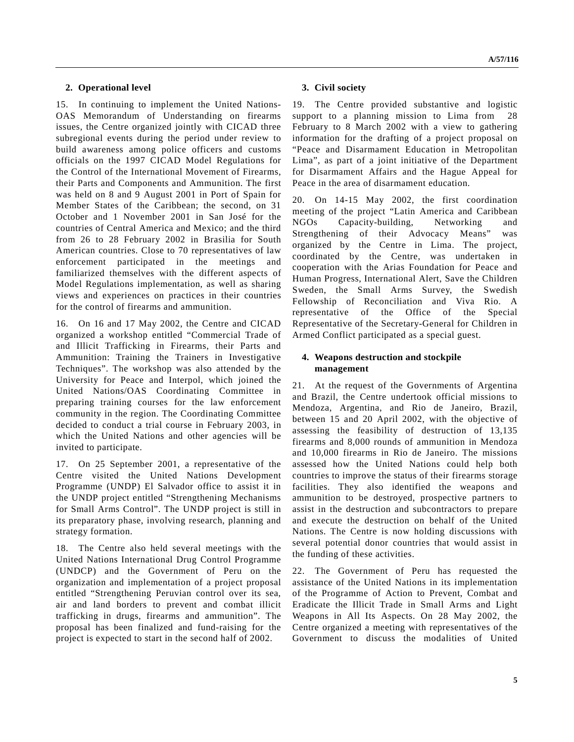### 2. Operational level

15. In continuing to implement the United Nations-OAS Memorandum of Understanding on firearms issues, the Centre organized jointly with CICAD three subregional events during the period under review to build awareness among police officers and customs officials on the 1997 CICAD Model Regulations for the Control of the International Movement of Firearms, their Parts and Components and Ammunition. The first was held on 8 and 9 August 2001 in Port of Spain for Member States of the Caribbean; the second, on 31 October and 1 November 2001 in San José for the countries of Central America and Mexico; and the third from 26 to 28 February 2002 in Brasilia for South American countries. Close to 70 representatives of law enforcement participated in the meetings and familiarized themselves with the different aspects of Model Regulations implementation, as well as sharing views and experiences on practices in their countries for the control of firearms and ammunition.

16. On 16 and 17 May 2002, the Centre and CICAD organized a workshop entitled "Commercial Trade of and Illicit Trafficking in Firearms, their Parts and Ammunition: Training the Trainers in Investigative Techniques". The workshop was also attended by the University for Peace and Interpol, which joined the United Nations/OAS Coordinating Committee in preparing training courses for the law enforcement community in the region. The Coordinating Committee decided to conduct a trial course in February 2003, in which the United Nations and other agencies will be invited to participate.

17. On 25 September 2001, a representative of the Centre visited the United Nations Development Programme (UNDP) El Salvador office to assist it in the UNDP project entitled "Strengthening Mechanisms for Small Arms Control". The UNDP project is still in its preparatory phase, involving research, planning and strategy formation.

18. The Centre also held several meetings with the United Nations International Drug Control Programme (UNDCP) and the Government of Peru on the organization and implementation of a project proposal entitled "Strengthening Peruvian control over its sea, air and land borders to prevent and combat illicit trafficking in drugs, firearms and ammunition". The proposal has been finalized and fund-raising for the project is expected to start in the second half of 2002.

### 3. Civil society

19. The Centre provided substantive and logistic support to a planning mission to Lima from 28 February to 8 March 2002 with a view to gathering information for the drafting of a project proposal on "Peace and Disarmament Education in Metropolitan Lima", as part of a joint initiative of the Department for Disarmament Affairs and the Hague Appeal for Peace in the area of disarmament education.

20. On 14-15 May 2002, the first coordination meeting of the project "Latin America and Caribbean NGOs Capacity-building, Networking and Strengthening of their Advocacy Means" was organized by the Centre in Lima. The project, coordinated by the Centre, was undertaken in cooperation with the Arias Foundation for Peace and Human Progress, International Alert, Save the Children Sweden, the Small Arms Survey, the Swedish Fellowship of Reconciliation and Viva Rio. A representative of the Office of the Special Representative of the Secretary-General for Children in Armed Conflict participated as a special guest.

### 4. Weapons destruction and stockpile management

21. At the request of the Governments of Argentina and Brazil, the Centre undertook official missions to Mendoza, Argentina, and Rio de Janeiro, Brazil, between 15 and 20 April 2002, with the objective of assessing the feasibility of destruction of 13,135 firearms and 8,000 rounds of ammunition in Mendoza and 10,000 firearms in Rio de Janeiro. The missions assessed how the United Nations could help both countries to improve the status of their firearms storage facilities. They also identified the weapons and ammunition to be destroyed, prospective partners to assist in the destruction and subcontractors to prepare and execute the destruction on behalf of the United Nations. The Centre is now holding discussions with several potential donor countries that would assist in the funding of these activities.

22. The Government of Peru has requested the assistance of the United Nations in its implementation of the Programme of Action to Prevent, Combat and Eradicate the Illicit Trade in Small Arms and Light Weapons in All Its Aspects. On 28 May 2002, the Centre organized a meeting with representatives of the Government to discuss the modalities of United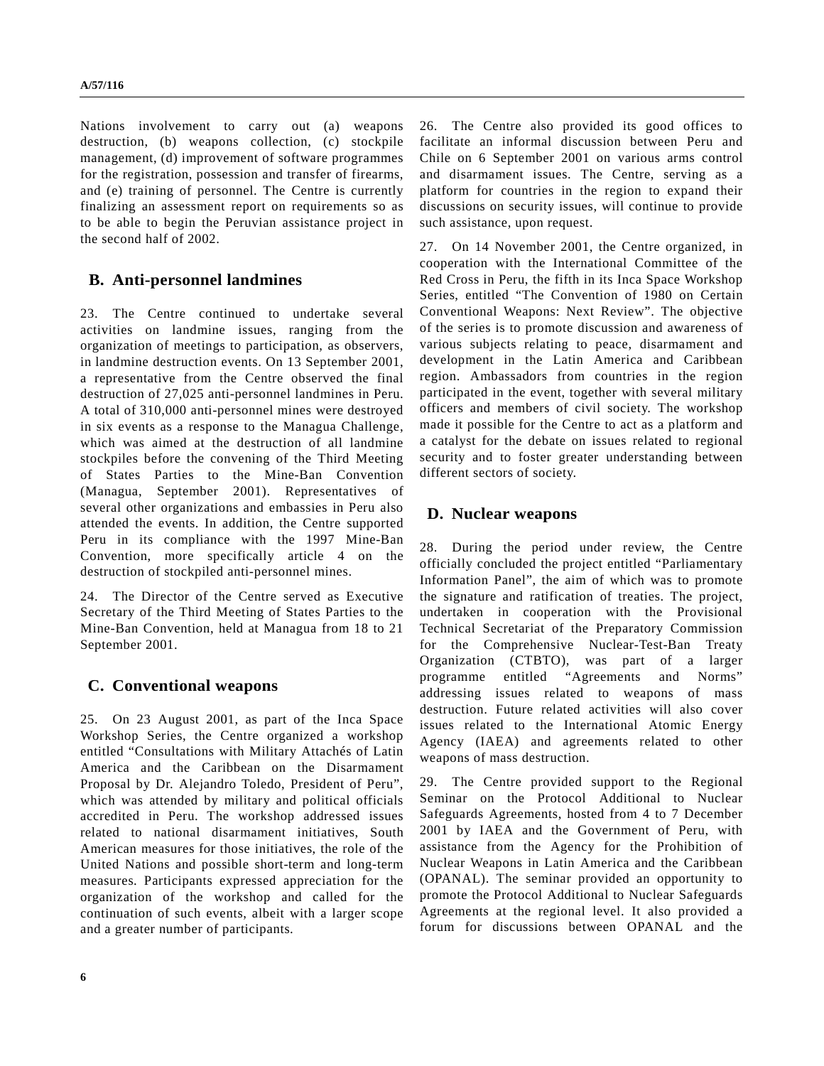Nations involvement to carry out (a) weapons destruction, (b) weapons collection, (c) stockpile management, (d) improvement of software programmes for the registration, possession and transfer of firearms, and (e) training of personnel. The Centre is currently finalizing an assessment report on requirements so as to be able to begin the Peruvian assistance project in the second half of 2002.

## B. Anti-personnel landmines

23. The Centre continued to undertake several activities on landmine issues, ranging from the organization of meetings to participation, as observers, in landmine destruction events. On 13 September 2001, a representative from the Centre observed the final destruction of 27,025 anti-personnel landmines in Peru. A total of 310,000 anti-personnel mines were destroyed in six events as a response to the Managua Challenge, which was aimed at the destruction of all landmine stockpiles before the convening of the Third Meeting of States Parties to the Mine-Ban Convention (Managua, September 2001). Representatives of several other organizations and embassies in Peru also attended the events. In addition, the Centre supported Peru in its compliance with the 1997 Mine-Ban Convention, more specifically article 4 on the destruction of stockpiled anti-personnel mines.

24. The Director of the Centre served as Executive Secretary of the Third Meeting of States Parties to the Mine-Ban Convention, held at Managua from 18 to 21 September 2001.

## C. Conventional weapons

25. On 23 August 2001, as part of the Inca Space Workshop Series, the Centre organized a workshop entitled "Consultations with Military Attachés of Latin America and the Caribbean on the Disarmament Proposal by Dr. Alejandro Toledo, President of Peru", which was attended by military and political officials accredited in Peru. The workshop addressed issues related to national disarmament initiatives, South American measures for those initiatives, the role of the United Nations and possible short-term and long-term measures. Participants expressed appreciation for the organization of the workshop and called for the continuation of such events, albeit with a larger scope and a greater number of participants.

26. The Centre also provided its good offices to facilitate an informal discussion between Peru and Chile on 6 September 2001 on various arms control and disarmament issues. The Centre, serving as a platform for countries in the region to expand their discussions on security issues, will continue to provide such assistance, upon request.

27. On 14 November 2001, the Centre organized, in cooperation with the International Committee of the Red Cross in Peru, the fifth in its Inca Space Workshop Series, entitled "The Convention of 1980 on Certain Conventional Weapons: Next Review". The objective of the series is to promote discussion and awareness of various subjects relating to peace, disarmament and development in the Latin America and Caribbean region. Ambassadors from countries in the region participated in the event, together with several military officers and members of civil society. The workshop made it possible for the Centre to act as a platform and a catalyst for the debate on issues related to regional security and to foster greater understanding between different sectors of society.

## D. Nuclear weapons

28. During the period under review, the Centre officially concluded the project entitled "Parliamentary Information Panel", the aim of which was to promote the signature and ratification of treaties. The project, undertaken in cooperation with the Provisional Technical Secretariat of the Preparatory Commission for the Comprehensive Nuclear-Test-Ban Treaty Organization (CTBTO), was part of a larger programme entitled "Agreements and Norms" addressing issues related to weapons of mass destruction. Future related activities will also cover issues related to the International Atomic Energy Agency (IAEA) and agreements related to other weapons of mass destruction.

29. The Centre provided support to the Regional Seminar on the Protocol Additional to Nuclear Safeguards Agreements, hosted from 4 to 7 December 2001 by IAEA and the Government of Peru, with assistance from the Agency for the Prohibition of Nuclear Weapons in Latin America and the Caribbean (OPANAL). The seminar provided an opportunity to promote the Protocol Additional to Nuclear Safeguards Agreements at the regional level. It also provided a forum for discussions between OPANAL and the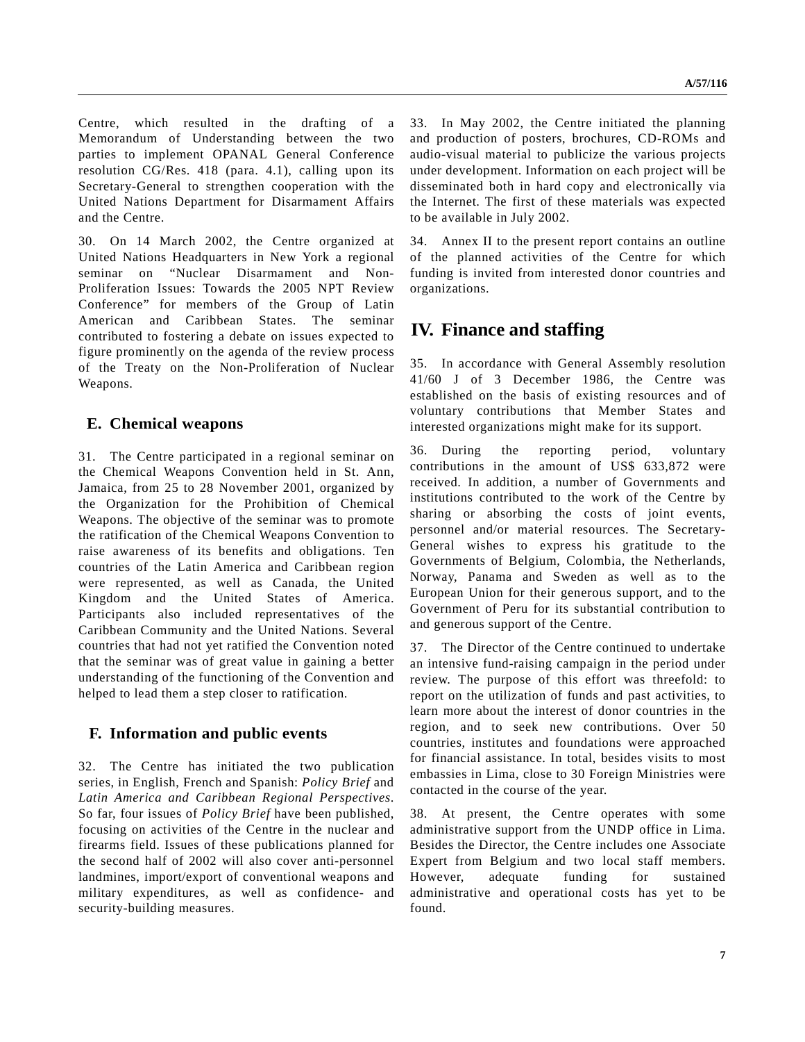Centre, which resulted in the drafting of a Memorandum of Understanding between the two parties to implement OPANAL General Conference resolution CG/Res. 418 (para. 4.1), calling upon its Secretary-General to strengthen cooperation with the United Nations Department for Disarmament Affairs and the Centre.

30. On 14 March 2002, the Centre organized at United Nations Headquarters in New York a regional seminar on "Nuclear Disarmament and Non-Proliferation Issues: Towards the 2005 NPT Review Conference" for members of the Group of Latin American and Caribbean States. The seminar contributed to fostering a debate on issues expected to figure prominently on the agenda of the review process of the Treaty on the Non-Proliferation of Nuclear Weapons.

## E. Chemical weapons

31. The Centre participated in a regional seminar on the Chemical Weapons Convention held in St. Ann, Jamaica, from 25 to 28 November 2001, organized by the Organization for the Prohibition of Chemical Weapons. The objective of the seminar was to promote the ratification of the Chemical Weapons Convention to raise awareness of its benefits and obligations. Ten countries of the Latin America and Caribbean region were represented, as well as Canada, the United Kingdom and the United States of America. Participants also included representatives of the Caribbean Community and the United Nations. Several countries that had not yet ratified the Convention noted that the seminar was of great value in gaining a better understanding of the functioning of the Convention and helped to lead them a step closer to ratification.

## F. Information and public events

32. The Centre has initiated the two publication series, in English, French and Spanish: *Policy Brief* and *Latin America and Caribbean Regional Perspectives*. So far, four issues of *Policy Brief* have been published, focusing on activities of the Centre in the nuclear and firearms field. Issues of these publications planned for the second half of 2002 will also cover anti-personnel landmines, import/export of conventional weapons and military expenditures, as well as confidence- and security-building measures.

33. In May 2002, the Centre initiated the planning and production of posters, brochures, CD-ROMs and audio-visual material to publicize the various projects under development. Information on each project will be disseminated both in hard copy and electronically via the Internet. The first of these materials was expected to be available in July 2002.

34. Annex II to the present report contains an outline of the planned activities of the Centre for which funding is invited from interested donor countries and organizations.

# IV. Finance and staffing

35. In accordance with General Assembly resolution 41/60 J of 3 December 1986, the Centre was established on the basis of existing resources and of voluntary contributions that Member States and interested organizations might make for its support.

36. During the reporting period, voluntary contributions in the amount of US$ 633,872 were received. In addition, a number of Governments and institutions contributed to the work of the Centre by sharing or absorbing the costs of joint events, personnel and/or material resources. The Secretary-General wishes to express his gratitude to the Governments of Belgium, Colombia, the Netherlands, Norway, Panama and Sweden as well as to the European Union for their generous support, and to the Government of Peru for its substantial contribution to and generous support of the Centre.

37. The Director of the Centre continued to undertake an intensive fund-raising campaign in the period under review. The purpose of this effort was threefold: to report on the utilization of funds and past activities, to learn more about the interest of donor countries in the region, and to seek new contributions. Over 50 countries, institutes and foundations were approached for financial assistance. In total, besides visits to most embassies in Lima, close to 30 Foreign Ministries were contacted in the course of the year.

38. At present, the Centre operates with some administrative support from the UNDP office in Lima. Besides the Director, the Centre includes one Associate Expert from Belgium and two local staff members. However, adequate funding for sustained administrative and operational costs has yet to be found.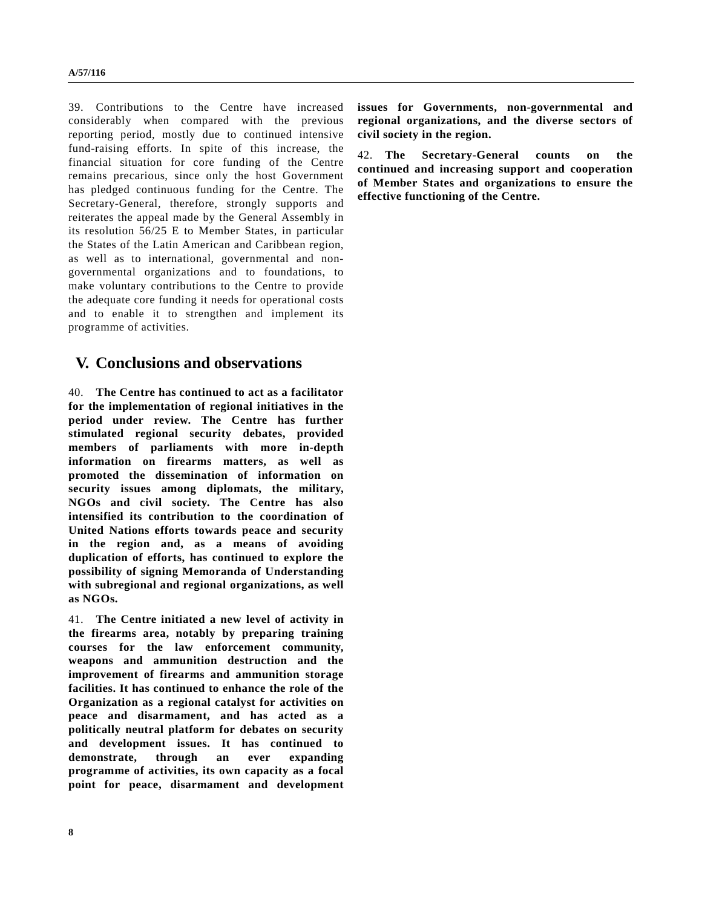39. Contributions to the Centre have increased considerably when compared with the previous reporting period, mostly due to continued intensive fund-raising efforts. In spite of this increase, the financial situation for core funding of the Centre remains precarious, since only the host Government has pledged continuous funding for the Centre. The Secretary-General, therefore, strongly supports and reiterates the appeal made by the General Assembly in its resolution 56/25 E to Member States, in particular the States of the Latin American and Caribbean region, as well as to international, governmental and non-governmental organizations and to foundations, to make voluntary contributions to the Centre to provide the adequate core funding it needs for operational costs and to enable it to strengthen and implement its programme of activities.

## V. Conclusions and observations

40. **The Centre has continued to act as a facilitator for the implementation of regional initiatives in the period under review. The Centre has further stimulated regional security debates, provided members of parliaments with more in-depth information on firearms matters, as well as promoted the dissemination of information on security issues among diplomats, the military, NGOs and civil society. The Centre has also intensified its contribution to the coordination of United Nations efforts towards peace and security in the region and, as a means of avoiding duplication of efforts, has continued to explore the possibility of signing Memoranda of Understanding with subregional and regional organizations, as well as NGOs.**

41. **The Centre initiated a new level of activity in the firearms area, notably by preparing training courses for the law enforcement community, weapons and ammunition destruction and the improvement of firearms and ammunition storage facilities. It has continued to enhance the role of the Organization as a regional catalyst for activities on peace and disarmament, and has acted as a politically neutral platform for debates on security and development issues. It has continued to demonstrate, through an ever expanding programme of activities, its own capacity as a focal point for peace, disarmament and development issues for Governments, non-governmental and regional organizations, and the diverse sectors of civil society in the region.**

42. **The Secretary-General counts on the continued and increasing support and cooperation of Member States and organizations to ensure the effective functioning of the Centre.**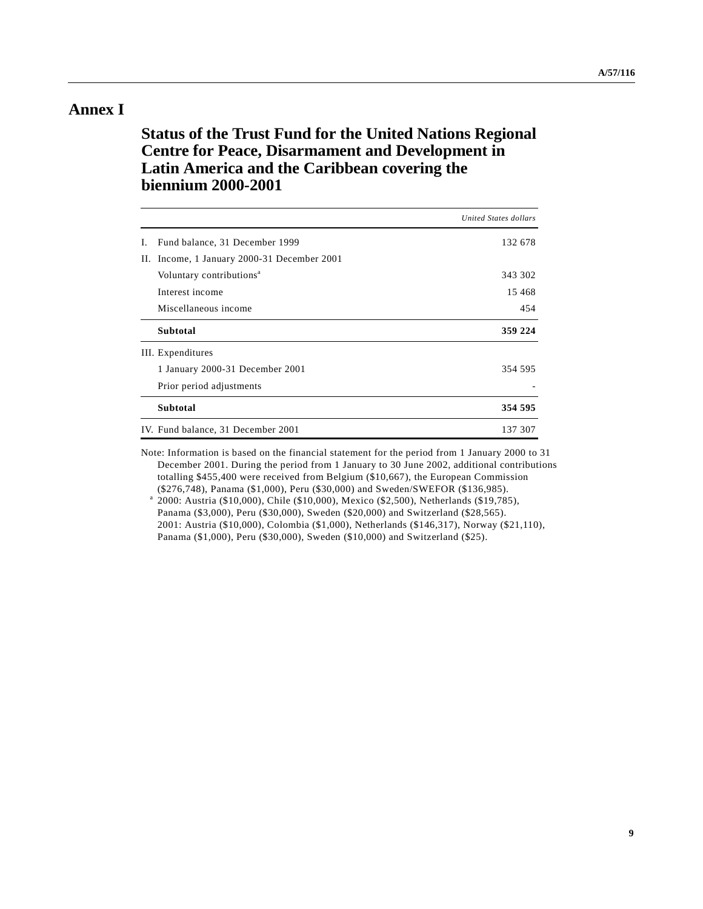# Annex I

## Status of the Trust Fund for the United Nations Regional Centre for Peace, Disarmament and Development in Latin America and the Caribbean covering the biennium 2000-2001

| | *United States dollars* |
|---|---:|
| I. Fund balance, 31 December 1999 | 132 678 |
| II. Income, 1 January 2000-31 December 2001 | |
| Voluntary contributions[a] | 343 302 |
| Interest income | 15 468 |
| Miscellaneous income | 454 |
| **Subtotal** | **359 224** |
| III. Expenditures | |
| 1 January 2000-31 December 2001 | 354 595 |
| Prior period adjustments | - |
| **Subtotal** | **354 595** |
| IV. Fund balance, 31 December 2001 | 137 307 |

Note: Information is based on the financial statement for the period from 1 January 2000 to 31 December 2001. During the period from 1 January to 30 June 2002, additional contributions totalling $455,400 were received from Belgium ($10,667), the European Commission ($276,748), Panama ($1,000), Peru ($30,000) and Sweden/SWEFOR ($136,985).

[a] 2000: Austria ($10,000), Chile ($10,000), Mexico ($2,500), Netherlands ($19,785), Panama ($3,000), Peru ($30,000), Sweden ($20,000) and Switzerland ($28,565).
2001: Austria ($10,000), Colombia ($1,000), Netherlands ($146,317), Norway ($21,110), Panama ($1,000), Peru ($30,000), Sweden ($10,000) and Switzerland ($25).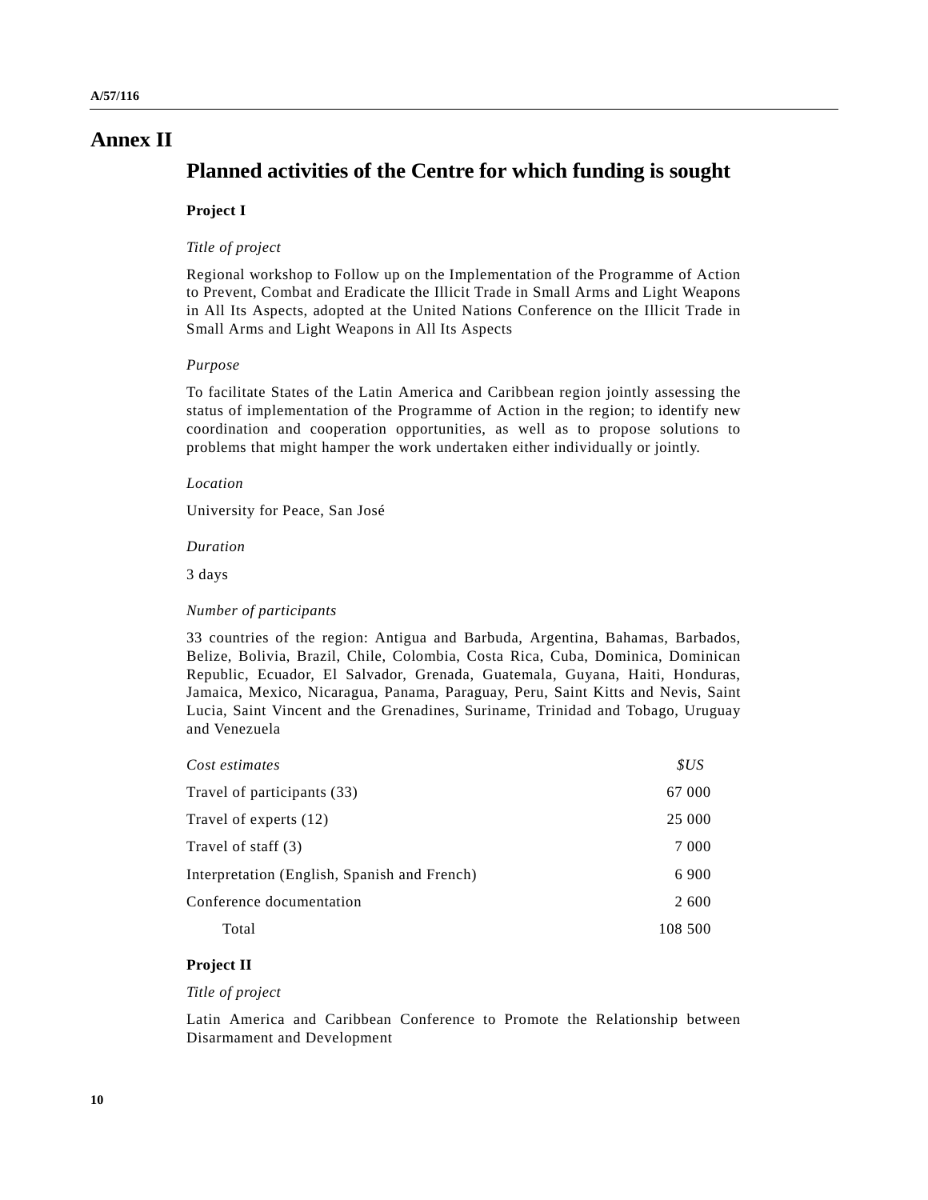# Annex II

## Planned activities of the Centre for which funding is sought

**Project I**

*Title of project*

Regional workshop to Follow up on the Implementation of the Programme of Action to Prevent, Combat and Eradicate the Illicit Trade in Small Arms and Light Weapons in All Its Aspects, adopted at the United Nations Conference on the Illicit Trade in Small Arms and Light Weapons in All Its Aspects

*Purpose*

To facilitate States of the Latin America and Caribbean region jointly assessing the status of implementation of the Programme of Action in the region; to identify new coordination and cooperation opportunities, as well as to propose solutions to problems that might hamper the work undertaken either individually or jointly.

*Location*

University for Peace, San José

*Duration*

3 days

*Number of participants*

33 countries of the region: Antigua and Barbuda, Argentina, Bahamas, Barbados, Belize, Bolivia, Brazil, Chile, Colombia, Costa Rica, Cuba, Dominica, Dominican Republic, Ecuador, El Salvador, Grenada, Guatemala, Guyana, Haiti, Honduras, Jamaica, Mexico, Nicaragua, Panama, Paraguay, Peru, Saint Kitts and Nevis, Saint Lucia, Saint Vincent and the Grenadines, Suriname, Trinidad and Tobago, Uruguay and Venezuela

| *Cost estimates* | *$US* |
|---|---|
| Travel of participants (33) | 67 000 |
| Travel of experts (12) | 25 000 |
| Travel of staff (3) | 7 000 |
| Interpretation (English, Spanish and French) | 6 900 |
| Conference documentation | 2 600 |
| Total | 108 500 |

**Project II**

*Title of project*

Latin America and Caribbean Conference to Promote the Relationship between Disarmament and Development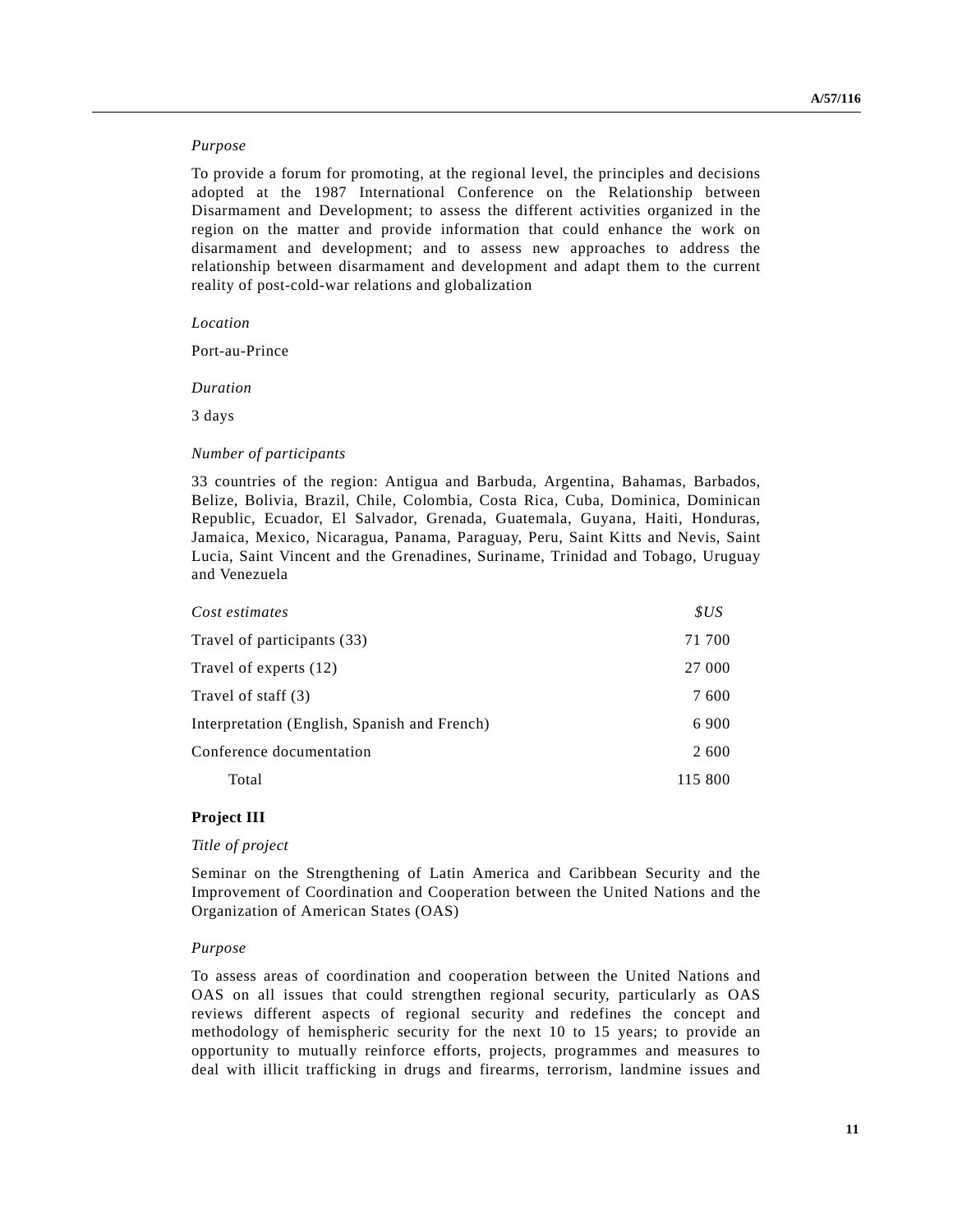*Purpose*

To provide a forum for promoting, at the regional level, the principles and decisions adopted at the 1987 International Conference on the Relationship between Disarmament and Development; to assess the different activities organized in the region on the matter and provide information that could enhance the work on disarmament and development; and to assess new approaches to address the relationship between disarmament and development and adapt them to the current reality of post-cold-war relations and globalization

*Location*

Port-au-Prince

*Duration*

3 days

*Number of participants*

33 countries of the region: Antigua and Barbuda, Argentina, Bahamas, Barbados, Belize, Bolivia, Brazil, Chile, Colombia, Costa Rica, Cuba, Dominica, Dominican Republic, Ecuador, El Salvador, Grenada, Guatemala, Guyana, Haiti, Honduras, Jamaica, Mexico, Nicaragua, Panama, Paraguay, Peru, Saint Kitts and Nevis, Saint Lucia, Saint Vincent and the Grenadines, Suriname, Trinidad and Tobago, Uruguay and Venezuela

| *Cost estimates* | *$US* |
| --- | --- |
| Travel of participants (33) | 71 700 |
| Travel of experts (12) | 27 000 |
| Travel of staff (3) | 7 600 |
| Interpretation (English, Spanish and French) | 6 900 |
| Conference documentation | 2 600 |
| Total | 115 800 |

**Project III**

*Title of project*

Seminar on the Strengthening of Latin America and Caribbean Security and the Improvement of Coordination and Cooperation between the United Nations and the Organization of American States (OAS)

*Purpose*

To assess areas of coordination and cooperation between the United Nations and OAS on all issues that could strengthen regional security, particularly as OAS reviews different aspects of regional security and redefines the concept and methodology of hemispheric security for the next 10 to 15 years; to provide an opportunity to mutually reinforce efforts, projects, programmes and measures to deal with illicit trafficking in drugs and firearms, terrorism, landmine issues and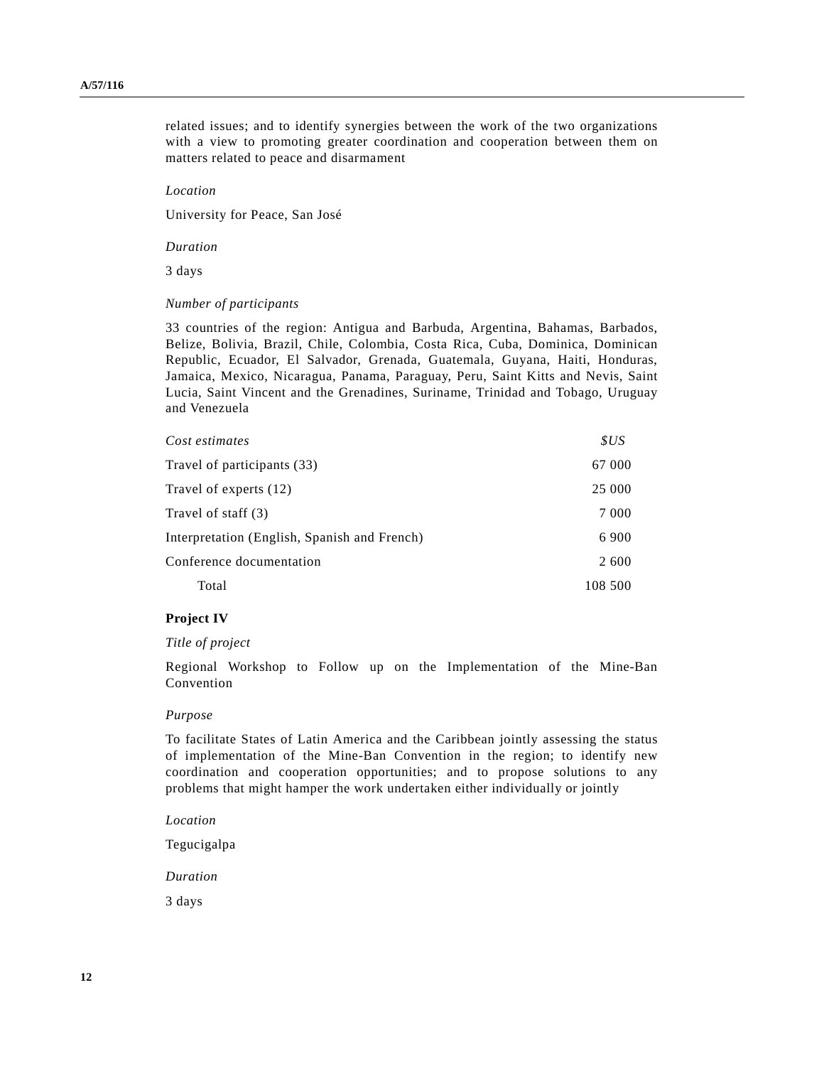related issues; and to identify synergies between the work of the two organizations with a view to promoting greater coordination and cooperation between them on matters related to peace and disarmament

*Location*

University for Peace, San José

*Duration*

3 days

*Number of participants*

33 countries of the region: Antigua and Barbuda, Argentina, Bahamas, Barbados, Belize, Bolivia, Brazil, Chile, Colombia, Costa Rica, Cuba, Dominica, Dominican Republic, Ecuador, El Salvador, Grenada, Guatemala, Guyana, Haiti, Honduras, Jamaica, Mexico, Nicaragua, Panama, Paraguay, Peru, Saint Kitts and Nevis, Saint Lucia, Saint Vincent and the Grenadines, Suriname, Trinidad and Tobago, Uruguay and Venezuela

| *Cost estimates* | *$US* |
|---|---|
| Travel of participants (33) | 67 000 |
| Travel of experts (12) | 25 000 |
| Travel of staff (3) | 7 000 |
| Interpretation (English, Spanish and French) | 6 900 |
| Conference documentation | 2 600 |
| Total | 108 500 |

**Project IV**

*Title of project*

Regional Workshop to Follow up on the Implementation of the Mine-Ban Convention

*Purpose*

To facilitate States of Latin America and the Caribbean jointly assessing the status of implementation of the Mine-Ban Convention in the region; to identify new coordination and cooperation opportunities; and to propose solutions to any problems that might hamper the work undertaken either individually or jointly

*Location*

Tegucigalpa

*Duration*

3 days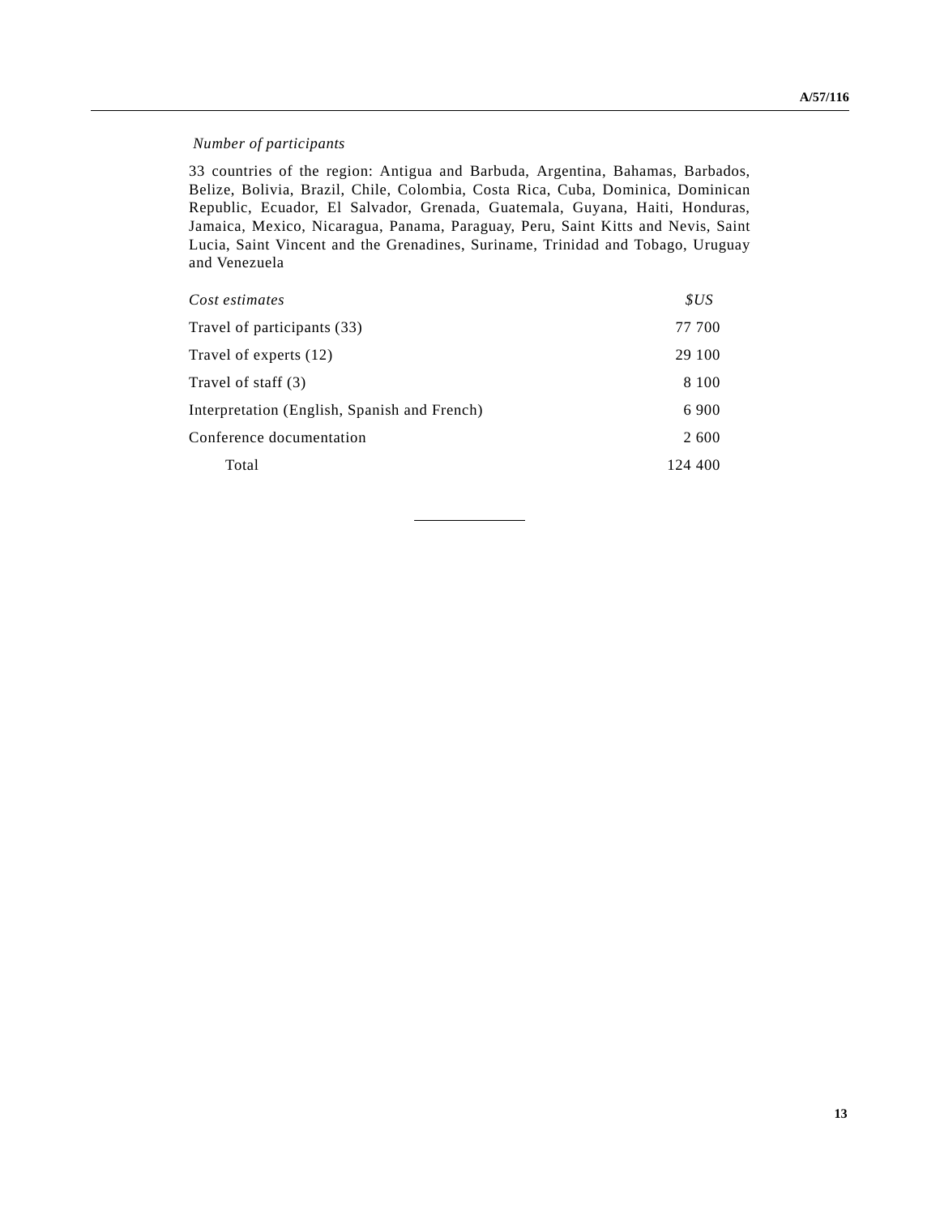*Number of participants*

33 countries of the region: Antigua and Barbuda, Argentina, Bahamas, Barbados, Belize, Bolivia, Brazil, Chile, Colombia, Costa Rica, Cuba, Dominica, Dominican Republic, Ecuador, El Salvador, Grenada, Guatemala, Guyana, Haiti, Honduras, Jamaica, Mexico, Nicaragua, Panama, Paraguay, Peru, Saint Kitts and Nevis, Saint Lucia, Saint Vincent and the Grenadines, Suriname, Trinidad and Tobago, Uruguay and Venezuela

| *Cost estimates* | *$US* |
|---|---|
| Travel of participants (33) | 77 700 |
| Travel of experts (12) | 29 100 |
| Travel of staff (3) | 8 100 |
| Interpretation (English, Spanish and French) | 6 900 |
| Conference documentation | 2 600 |
| Total | 124 400 |